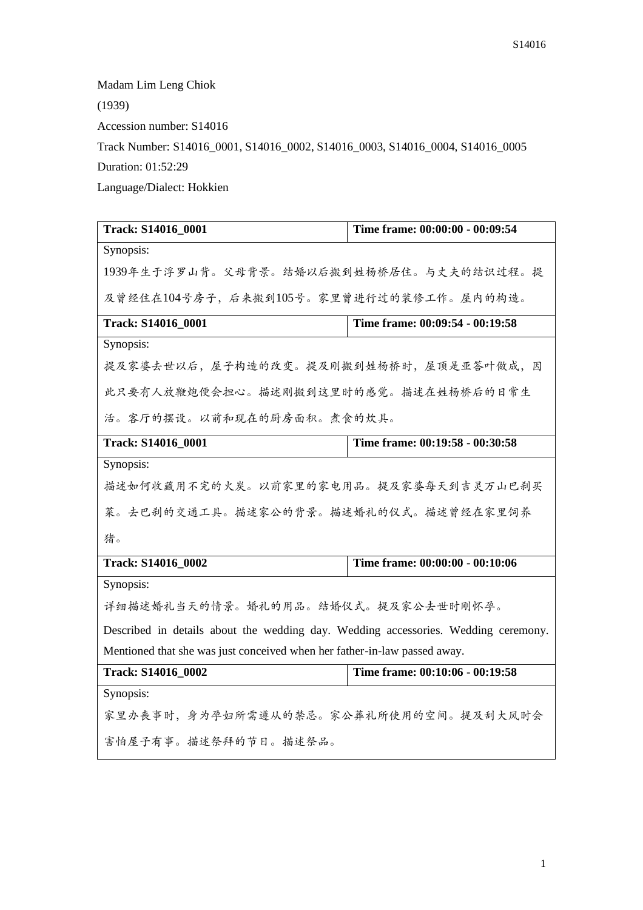Madam Lim Leng Chiok

(1939)

Accession number: S14016

Track Number: S14016_0001, S14016_0002, S14016_0003, S14016_0004, S14016_0005

Duration: 01:52:29

Language/Dialect: Hokkien

| **Track: S14016_0001** | **Time frame: 00:00:00 - 00:09:54** |
|---|---|
| Synopsis:<br>1939年生于浮罗山背。父母背景。结婚以后搬到姓杨桥居住。与丈夫的结识过程。提及曾经住在104号房子，后来搬到105号。家里曾进行过的装修工作。屋内的构造。 | |
| **Track: S14016_0001** | **Time frame: 00:09:54 - 00:19:58** |
| Synopsis:<br>提及家婆去世以后，屋子构造的改变。提及刚搬到姓杨桥时，屋顶是亚答叶做成，因此只要有人放鞭炮便会担心。描述刚搬到这里时的感觉。描述在姓杨桥后的日常生活。客厅的摆设。以前和现在的厨房面积。煮食的炊具。 | |
| **Track: S14016_0001** | **Time frame: 00:19:58 - 00:30:58** |
| Synopsis:<br>描述如何收藏用不完的火炭。以前家里的家电用品。提及家婆每天到吉灵万山巴刹买菜。去巴刹的交通工具。描述家公的背景。描述婚礼的仪式。描述曾经在家里饲养猪。 | |
| **Track: S14016_0002** | **Time frame: 00:00:00 - 00:10:06** |
| Synopsis:<br>详细描述婚礼当天的情景。婚礼的用品。结婚仪式。提及家公去世时刚怀孕。<br>Described in details about the wedding day. Wedding accessories. Wedding ceremony. Mentioned that she was just conceived when her father-in-law passed away. | |
| **Track: S14016_0002** | **Time frame: 00:10:06 - 00:19:58** |
| Synopsis:<br>家里办丧事时，身为孕妇所需遵从的禁忌。家公葬礼所使用的空间。提及刮大风时会害怕屋子有事。描述祭拜的节日。描述祭品。 | |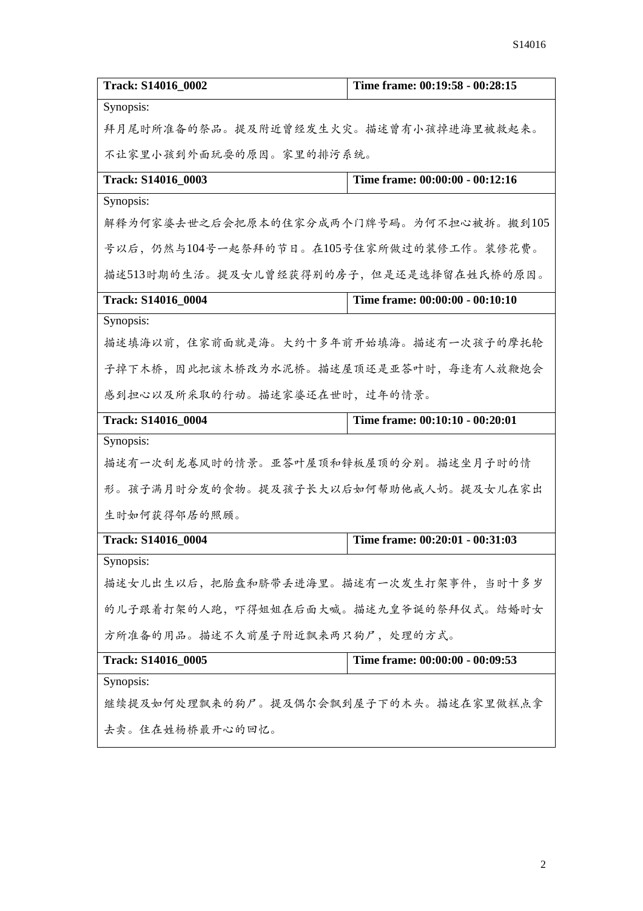| Track: S14016_0002 | Time frame: 00:19:58 - 00:28:15 |
| --- | --- |
| Synopsis:<br>拜月尾时所准备的祭品。提及附近曾经发生火灾。描述曾有小孩掉进海里被救起来。不让家里小孩到外面玩耍的原因。家里的排污系统。 | |
| **Track: S14016_0003** | **Time frame: 00:00:00 - 00:12:16** |
| Synopsis:<br>解释为何家婆去世之后会把原本的住家分成两个门牌号码。为何不担心被拆。搬到105号以后，仍然与104号一起祭拜的节日。在105号住家所做过的装修工作。装修花费。描述513时期的生活。提及女儿曾经获得别的房子，但是还是选择留在姓氏桥的原因。 | |
| **Track: S14016_0004** | **Time frame: 00:00:00 - 00:10:10** |
| Synopsis:<br>描述填海以前，住家前面就是海。大约十多年前开始填海。描述有一次孩子的摩托轮子掉下木桥，因此把该木桥改为水泥桥。描述屋顶还是亚答叶时，每逢有人放鞭炮会感到担心以及所采取的行动。描述家婆还在世时，过年的情景。 | |
| **Track: S14016_0004** | **Time frame: 00:10:10 - 00:20:01** |
| Synopsis:<br>描述有一次刮龙卷风时的情景。亚答叶屋顶和锌板屋顶的分别。描述坐月子时的情形。孩子满月时分发的食物。提及孩子长大以后如何帮助他戒人奶。提及女儿在家出生时如何获得邻居的照顾。 | |
| **Track: S14016_0004** | **Time frame: 00:20:01 - 00:31:03** |
| Synopsis:<br>描述女儿出生以后，把胎盘和脐带丢进海里。描述有一次发生打架事件，当时十多岁的儿子跟着打架的人跑，吓得姐姐在后面大喊。描述九皇爷诞的祭拜仪式。结婚时女方所准备的用品。描述不久前屋子附近飘来两只狗尸，处理的方式。 | |
| **Track: S14016_0005** | **Time frame: 00:00:00 - 00:09:53** |
| Synopsis:<br>继续提及如何处理飘来的狗尸。提及偶尔会飘到屋子下的木头。描述在家里做糕点拿去卖。住在姓杨桥最开心的回忆。 | |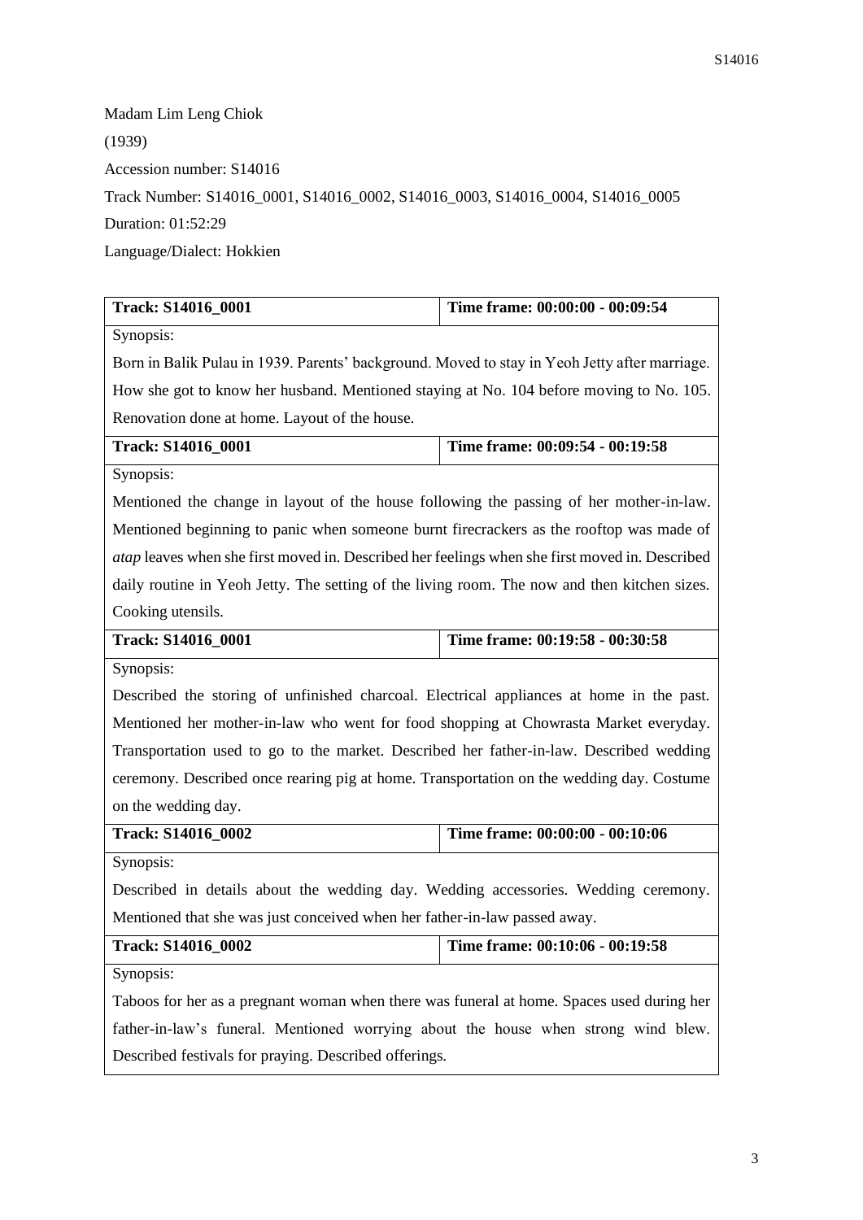Madam Lim Leng Chiok

(1939)

Accession number: S14016

Track Number: S14016_0001, S14016_0002, S14016_0003, S14016_0004, S14016_0005

Duration: 01:52:29

Language/Dialect: Hokkien

| **Track: S14016_0001** | **Time frame: 00:00:00 - 00:09:54** |
|---|---|
| Synopsis: | |
| Born in Balik Pulau in 1939. Parents' background. Moved to stay in Yeoh Jetty after marriage. How she got to know her husband. Mentioned staying at No. 104 before moving to No. 105. Renovation done at home. Layout of the house. | |
| **Track: S14016_0001** | **Time frame: 00:09:54 - 00:19:58** |
| Synopsis: | |
| Mentioned the change in layout of the house following the passing of her mother-in-law. Mentioned beginning to panic when someone burnt firecrackers as the rooftop was made of *atap* leaves when she first moved in. Described her feelings when she first moved in. Described daily routine in Yeoh Jetty. The setting of the living room. The now and then kitchen sizes. Cooking utensils. | |
| **Track: S14016_0001** | **Time frame: 00:19:58 - 00:30:58** |
| Synopsis: | |
| Described the storing of unfinished charcoal. Electrical appliances at home in the past. Mentioned her mother-in-law who went for food shopping at Chowrasta Market everyday. Transportation used to go to the market. Described her father-in-law. Described wedding ceremony. Described once rearing pig at home. Transportation on the wedding day. Costume on the wedding day. | |
| **Track: S14016_0002** | **Time frame: 00:00:00 - 00:10:06** |
| Synopsis: | |
| Described in details about the wedding day. Wedding accessories. Wedding ceremony. Mentioned that she was just conceived when her father-in-law passed away. | |
| **Track: S14016_0002** | **Time frame: 00:10:06 - 00:19:58** |
| Synopsis: | |
| Taboos for her as a pregnant woman when there was funeral at home. Spaces used during her father-in-law's funeral. Mentioned worrying about the house when strong wind blew. Described festivals for praying. Described offerings. | |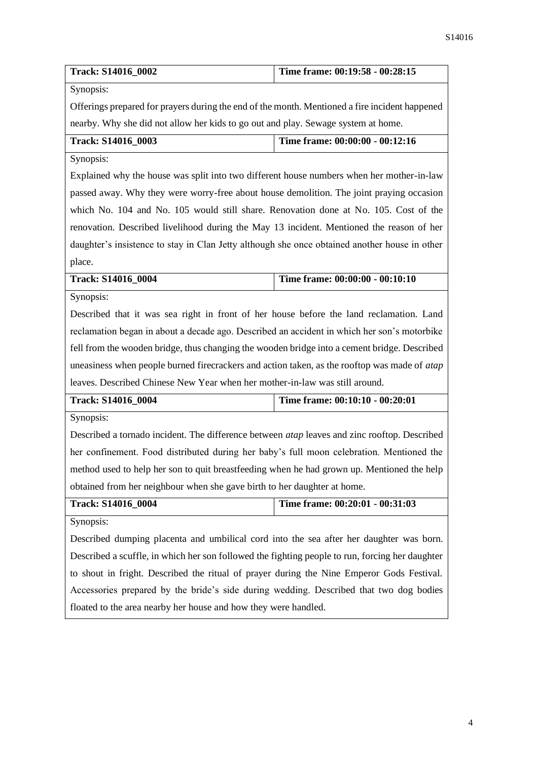| Track: S14016_0002 | Time frame: 00:19:58 - 00:28:15 |
|---|---|
| Synopsis: | |
| Offerings prepared for prayers during the end of the month. Mentioned a fire incident happened nearby. Why she did not allow her kids to go out and play. Sewage system at home. | |
| **Track: S14016_0003** | **Time frame: 00:00:00 - 00:12:16** |
| Synopsis: | |
| Explained why the house was split into two different house numbers when her mother-in-law passed away. Why they were worry-free about house demolition. The joint praying occasion which No. 104 and No. 105 would still share. Renovation done at No. 105. Cost of the renovation. Described livelihood during the May 13 incident. Mentioned the reason of her daughter's insistence to stay in Clan Jetty although she once obtained another house in other place. | |
| **Track: S14016_0004** | **Time frame: 00:00:00 - 00:10:10** |
| Synopsis: | |
| Described that it was sea right in front of her house before the land reclamation. Land reclamation began in about a decade ago. Described an accident in which her son's motorbike fell from the wooden bridge, thus changing the wooden bridge into a cement bridge. Described uneasiness when people burned firecrackers and action taken, as the rooftop was made of *atap* leaves. Described Chinese New Year when her mother-in-law was still around. | |
| **Track: S14016_0004** | **Time frame: 00:10:10 - 00:20:01** |
| Synopsis: | |
| Described a tornado incident. The difference between *atap* leaves and zinc rooftop. Described her confinement. Food distributed during her baby's full moon celebration. Mentioned the method used to help her son to quit breastfeeding when he had grown up. Mentioned the help obtained from her neighbour when she gave birth to her daughter at home. | |
| **Track: S14016_0004** | **Time frame: 00:20:01 - 00:31:03** |
| Synopsis: | |
| Described dumping placenta and umbilical cord into the sea after her daughter was born. Described a scuffle, in which her son followed the fighting people to run, forcing her daughter to shout in fright. Described the ritual of prayer during the Nine Emperor Gods Festival. Accessories prepared by the bride's side during wedding. Described that two dog bodies floated to the area nearby her house and how they were handled. | |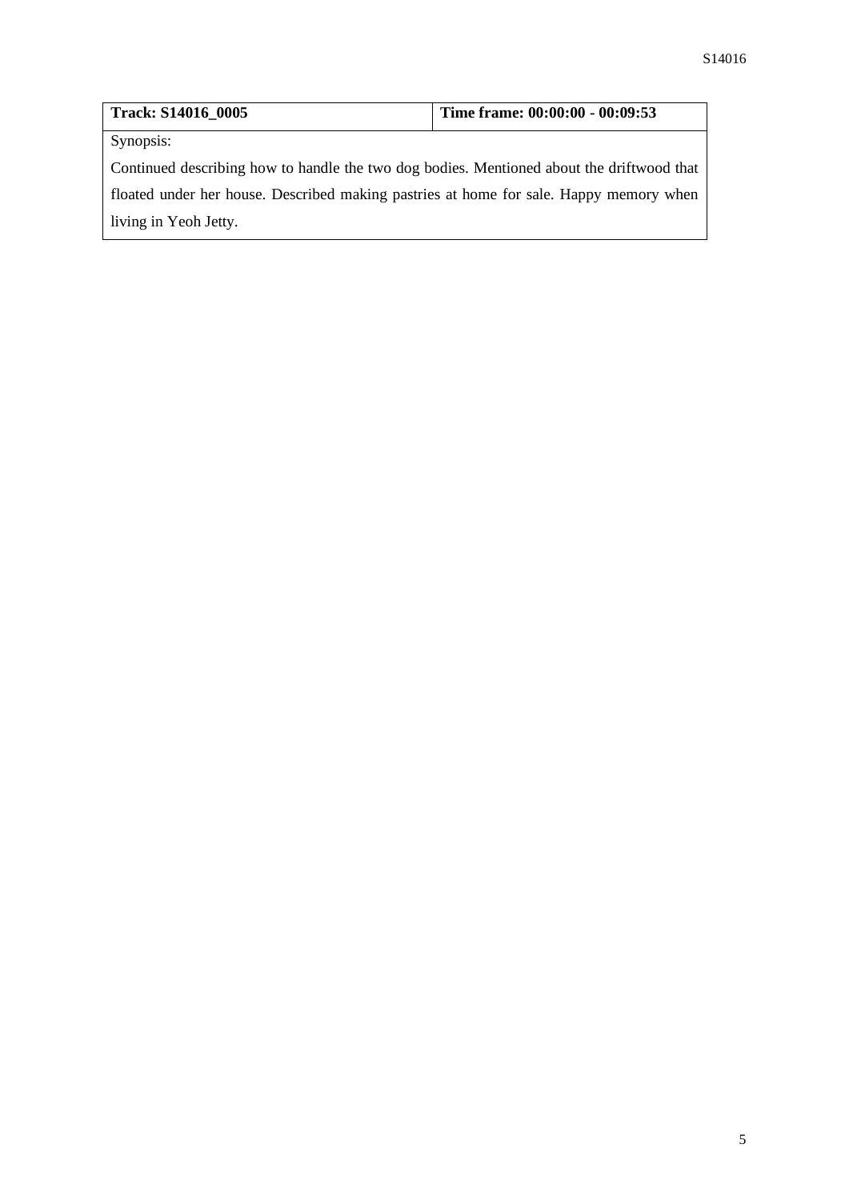| **Track: S14016_0005** | **Time frame: 00:00:00 - 00:09:53** |
| --- | --- |

Synopsis:

Continued describing how to handle the two dog bodies. Mentioned about the driftwood that floated under her house. Described making pastries at home for sale. Happy memory when living in Yeoh Jetty.